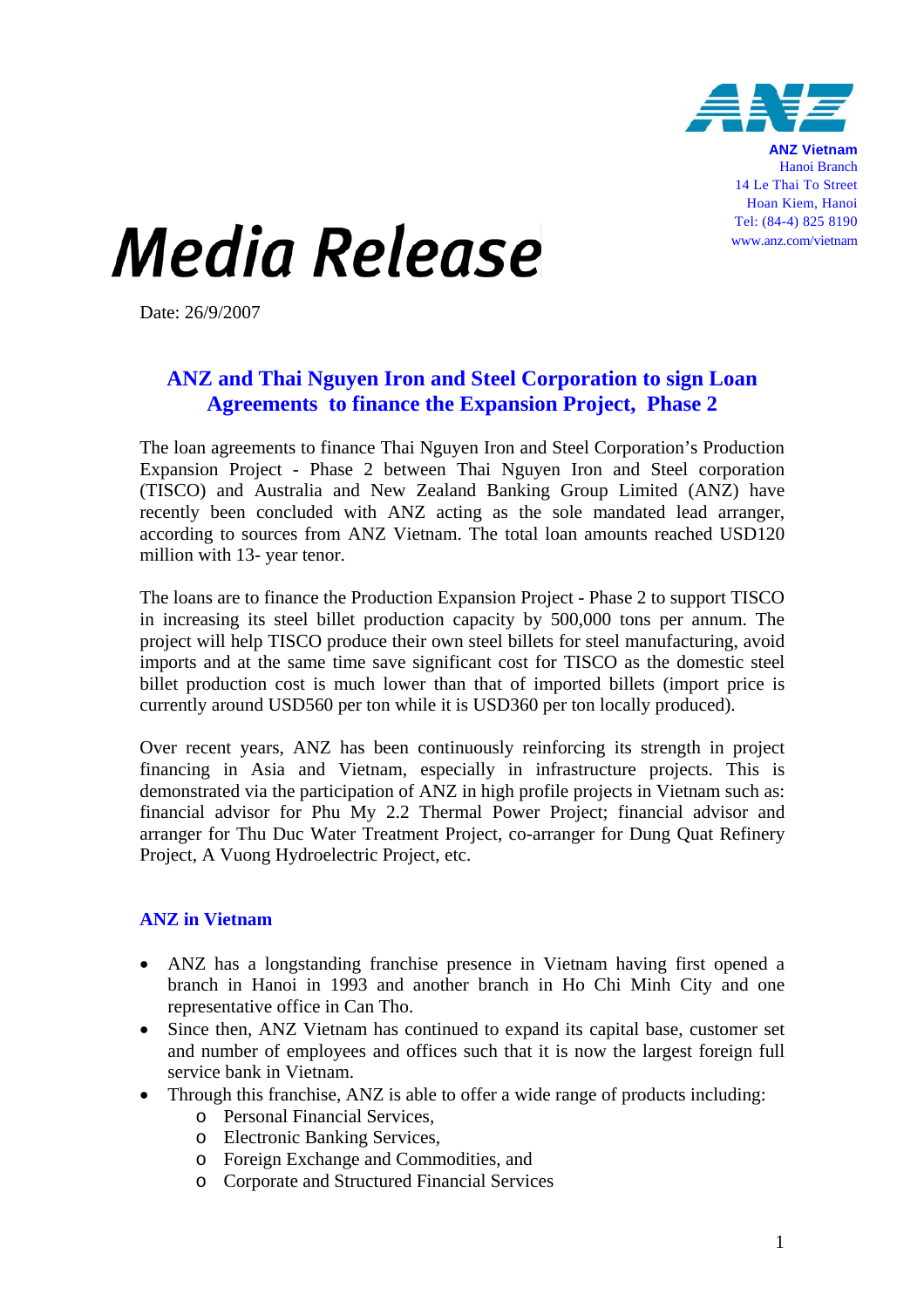**ANZ Vietnam**
Hanoi Branch
14 Le Thai To Street
Hoan Kiem, Hanoi
Tel: (84-4) 825 8190
www.anz.com/vietnam

# *Media Release*

Date: 26/9/2007

## ANZ and Thai Nguyen Iron and Steel Corporation to sign Loan Agreements to finance the Expansion Project, Phase 2

The loan agreements to finance Thai Nguyen Iron and Steel Corporation's Production Expansion Project - Phase 2 between Thai Nguyen Iron and Steel corporation (TISCO) and Australia and New Zealand Banking Group Limited (ANZ) have recently been concluded with ANZ acting as the sole mandated lead arranger, according to sources from ANZ Vietnam. The total loan amounts reached USD120 million with 13- year tenor.

The loans are to finance the Production Expansion Project - Phase 2 to support TISCO in increasing its steel billet production capacity by 500,000 tons per annum. The project will help TISCO produce their own steel billets for steel manufacturing, avoid imports and at the same time save significant cost for TISCO as the domestic steel billet production cost is much lower than that of imported billets (import price is currently around USD560 per ton while it is USD360 per ton locally produced).

Over recent years, ANZ has been continuously reinforcing its strength in project financing in Asia and Vietnam, especially in infrastructure projects. This is demonstrated via the participation of ANZ in high profile projects in Vietnam such as: financial advisor for Phu My 2.2 Thermal Power Project; financial advisor and arranger for Thu Duc Water Treatment Project, co-arranger for Dung Quat Refinery Project, A Vuong Hydroelectric Project, etc.

### ANZ in Vietnam

- ANZ has a longstanding franchise presence in Vietnam having first opened a branch in Hanoi in 1993 and another branch in Ho Chi Minh City and one representative office in Can Tho.
- Since then, ANZ Vietnam has continued to expand its capital base, customer set and number of employees and offices such that it is now the largest foreign full service bank in Vietnam.
- Through this franchise, ANZ is able to offer a wide range of products including:
  - Personal Financial Services,
  - Electronic Banking Services,
  - Foreign Exchange and Commodities, and
  - Corporate and Structured Financial Services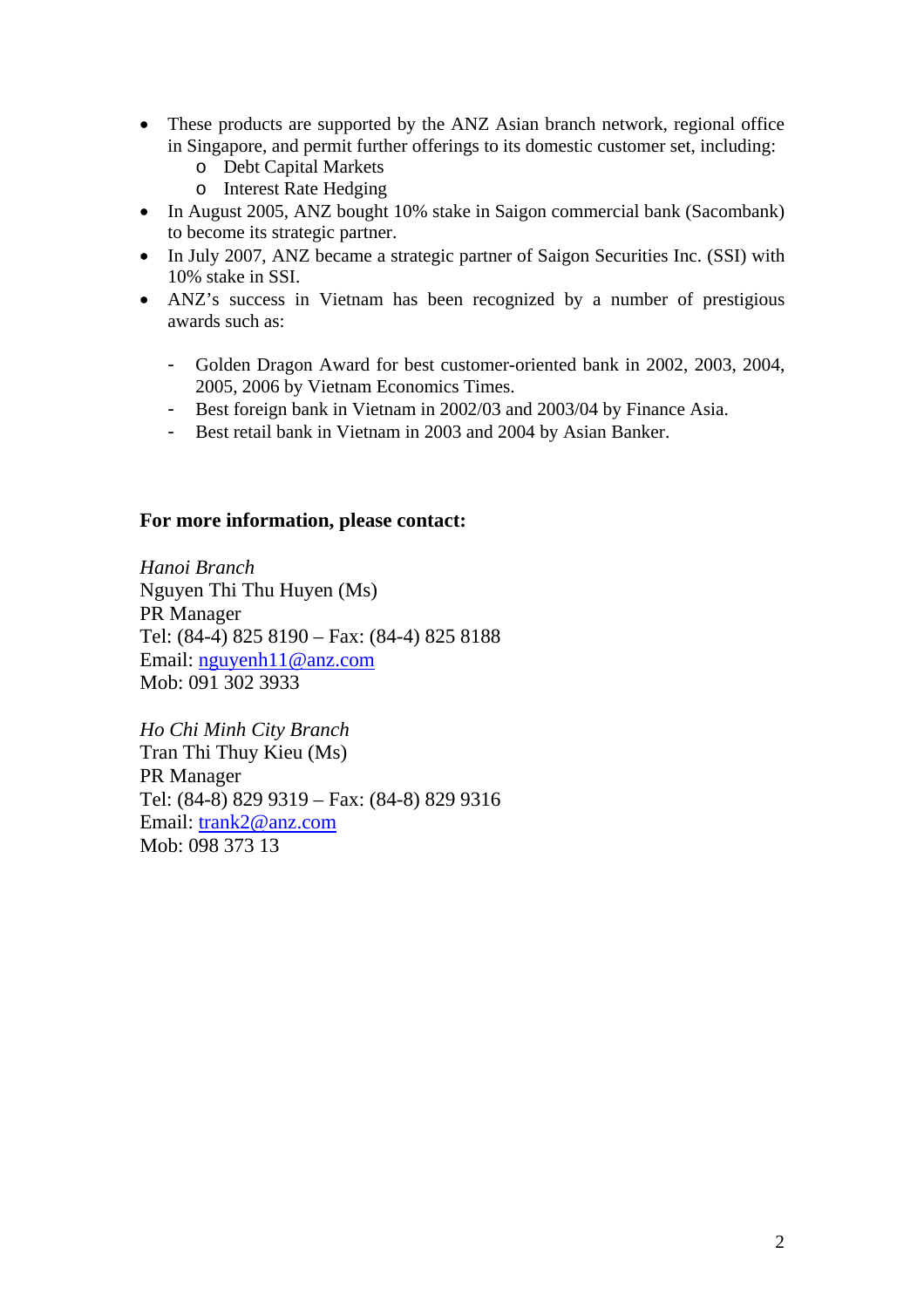- These products are supported by the ANZ Asian branch network, regional office in Singapore, and permit further offerings to its domestic customer set, including:
    - Debt Capital Markets
    - Interest Rate Hedging
- In August 2005, ANZ bought 10% stake in Saigon commercial bank (Sacombank) to become its strategic partner.
- In July 2007, ANZ became a strategic partner of Saigon Securities Inc. (SSI) with 10% stake in SSI.
- ANZ's success in Vietnam has been recognized by a number of prestigious awards such as:

    - Golden Dragon Award for best customer-oriented bank in 2002, 2003, 2004, 2005, 2006 by Vietnam Economics Times.
    - Best foreign bank in Vietnam in 2002/03 and 2003/04 by Finance Asia.
    - Best retail bank in Vietnam in 2003 and 2004 by Asian Banker.

**For more information, please contact:**

*Hanoi Branch*
Nguyen Thi Thu Huyen (Ms)
PR Manager
Tel: (84-4) 825 8190 – Fax: (84-4) 825 8188
Email: nguyenh11@anz.com
Mob: 091 302 3933

*Ho Chi Minh City Branch*
Tran Thi Thuy Kieu (Ms)
PR Manager
Tel: (84-8) 829 9319 – Fax: (84-8) 829 9316
Email: trank2@anz.com
Mob: 098 373 13